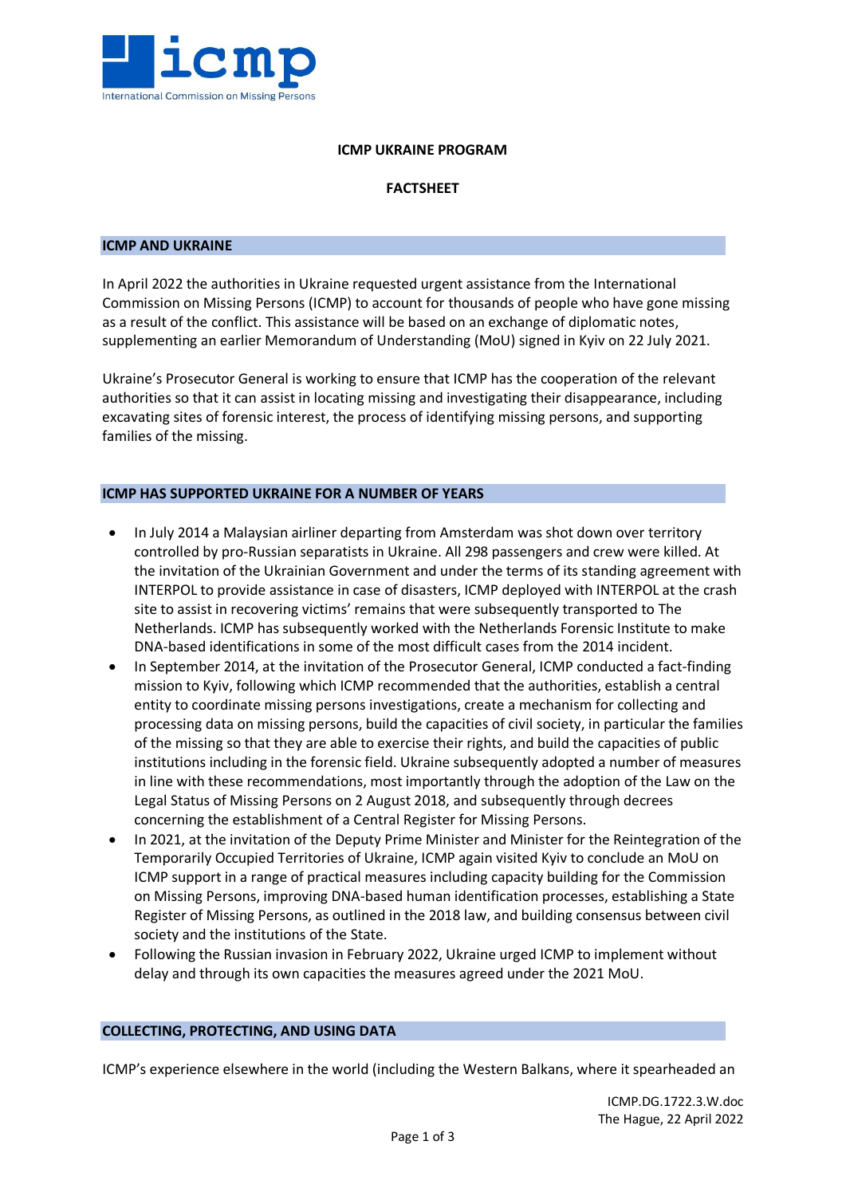# ICMP UKRAINE PROGRAM

## FACTSHEET

### ICMP AND UKRAINE

In April 2022 the authorities in Ukraine requested urgent assistance from the International Commission on Missing Persons (ICMP) to account for thousands of people who have gone missing as a result of the conflict. This assistance will be based on an exchange of diplomatic notes, supplementing an earlier Memorandum of Understanding (MoU) signed in Kyiv on 22 July 2021.

Ukraine's Prosecutor General is working to ensure that ICMP has the cooperation of the relevant authorities so that it can assist in locating missing and investigating their disappearance, including excavating sites of forensic interest, the process of identifying missing persons, and supporting families of the missing.

### ICMP HAS SUPPORTED UKRAINE FOR A NUMBER OF YEARS

- In July 2014 a Malaysian airliner departing from Amsterdam was shot down over territory controlled by pro-Russian separatists in Ukraine. All 298 passengers and crew were killed. At the invitation of the Ukrainian Government and under the terms of its standing agreement with INTERPOL to provide assistance in case of disasters, ICMP deployed with INTERPOL at the crash site to assist in recovering victims' remains that were subsequently transported to The Netherlands. ICMP has subsequently worked with the Netherlands Forensic Institute to make DNA-based identifications in some of the most difficult cases from the 2014 incident.
- In September 2014, at the invitation of the Prosecutor General, ICMP conducted a fact-finding mission to Kyiv, following which ICMP recommended that the authorities, establish a central entity to coordinate missing persons investigations, create a mechanism for collecting and processing data on missing persons, build the capacities of civil society, in particular the families of the missing so that they are able to exercise their rights, and build the capacities of public institutions including in the forensic field. Ukraine subsequently adopted a number of measures in line with these recommendations, most importantly through the adoption of the Law on the Legal Status of Missing Persons on 2 August 2018, and subsequently through decrees concerning the establishment of a Central Register for Missing Persons.
- In 2021, at the invitation of the Deputy Prime Minister and Minister for the Reintegration of the Temporarily Occupied Territories of Ukraine, ICMP again visited Kyiv to conclude an MoU on ICMP support in a range of practical measures including capacity building for the Commission on Missing Persons, improving DNA-based human identification processes, establishing a State Register of Missing Persons, as outlined in the 2018 law, and building consensus between civil society and the institutions of the State.
- Following the Russian invasion in February 2022, Ukraine urged ICMP to implement without delay and through its own capacities the measures agreed under the 2021 MoU.

### COLLECTING, PROTECTING, AND USING DATA

ICMP's experience elsewhere in the world (including the Western Balkans, where it spearheaded an

ICMP.DG.1722.3.W.doc
The Hague, 22 April 2022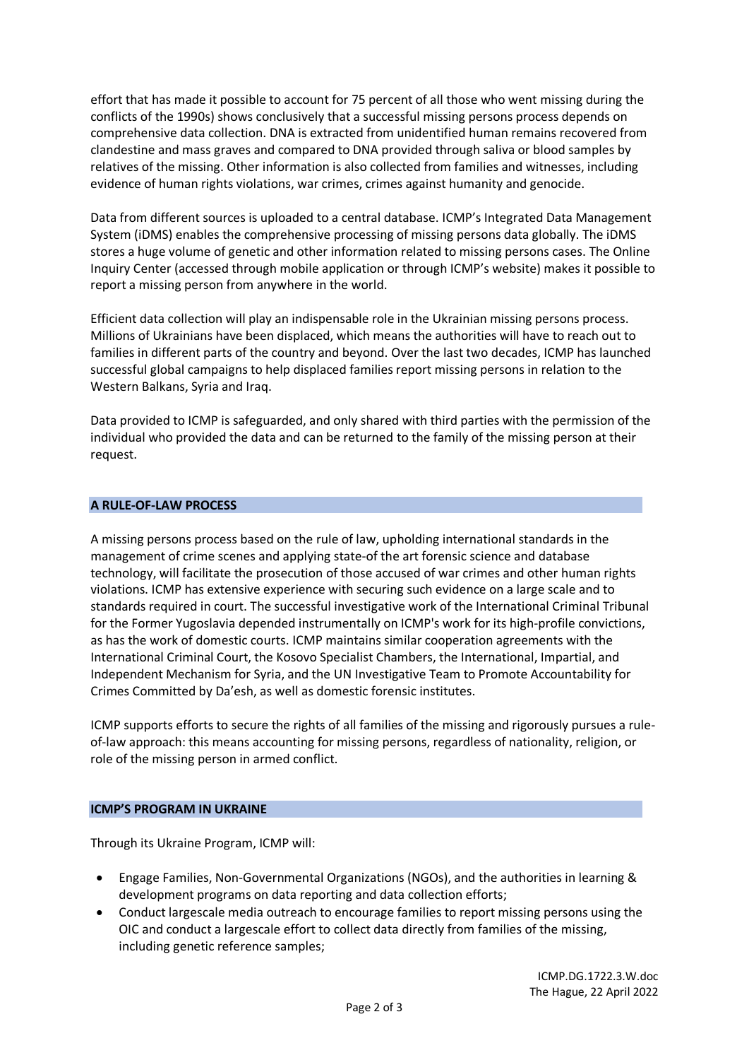effort that has made it possible to account for 75 percent of all those who went missing during the conflicts of the 1990s) shows conclusively that a successful missing persons process depends on comprehensive data collection. DNA is extracted from unidentified human remains recovered from clandestine and mass graves and compared to DNA provided through saliva or blood samples by relatives of the missing. Other information is also collected from families and witnesses, including evidence of human rights violations, war crimes, crimes against humanity and genocide.

Data from different sources is uploaded to a central database. ICMP's Integrated Data Management System (iDMS) enables the comprehensive processing of missing persons data globally. The iDMS stores a huge volume of genetic and other information related to missing persons cases. The Online Inquiry Center (accessed through mobile application or through ICMP's website) makes it possible to report a missing person from anywhere in the world.

Efficient data collection will play an indispensable role in the Ukrainian missing persons process. Millions of Ukrainians have been displaced, which means the authorities will have to reach out to families in different parts of the country and beyond. Over the last two decades, ICMP has launched successful global campaigns to help displaced families report missing persons in relation to the Western Balkans, Syria and Iraq.

Data provided to ICMP is safeguarded, and only shared with third parties with the permission of the individual who provided the data and can be returned to the family of the missing person at their request.

## A RULE-OF-LAW PROCESS

A missing persons process based on the rule of law, upholding international standards in the management of crime scenes and applying state-of the art forensic science and database technology, will facilitate the prosecution of those accused of war crimes and other human rights violations. ICMP has extensive experience with securing such evidence on a large scale and to standards required in court. The successful investigative work of the International Criminal Tribunal for the Former Yugoslavia depended instrumentally on ICMP's work for its high-profile convictions, as has the work of domestic courts. ICMP maintains similar cooperation agreements with the International Criminal Court, the Kosovo Specialist Chambers, the International, Impartial, and Independent Mechanism for Syria, and the UN Investigative Team to Promote Accountability for Crimes Committed by Da'esh, as well as domestic forensic institutes.

ICMP supports efforts to secure the rights of all families of the missing and rigorously pursues a rule-of-law approach: this means accounting for missing persons, regardless of nationality, religion, or role of the missing person in armed conflict.

## ICMP'S PROGRAM IN UKRAINE

Through its Ukraine Program, ICMP will:

- Engage Families, Non-Governmental Organizations (NGOs), and the authorities in learning & development programs on data reporting and data collection efforts;
- Conduct largescale media outreach to encourage families to report missing persons using the OIC and conduct a largescale effort to collect data directly from families of the missing, including genetic reference samples;

ICMP.DG.1722.3.W.doc
The Hague, 22 April 2022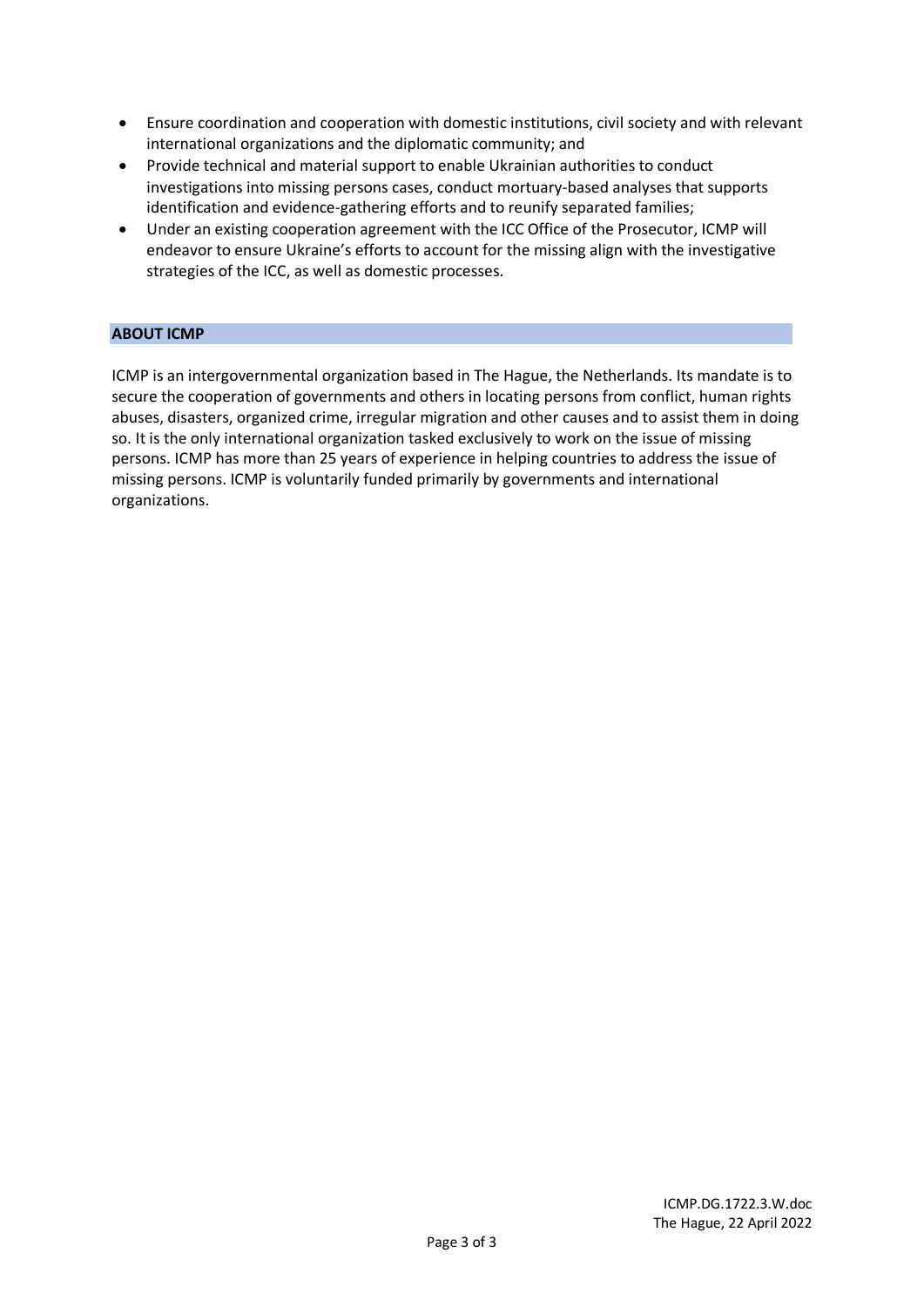- Ensure coordination and cooperation with domestic institutions, civil society and with relevant international organizations and the diplomatic community; and
- Provide technical and material support to enable Ukrainian authorities to conduct investigations into missing persons cases, conduct mortuary-based analyses that supports identification and evidence-gathering efforts and to reunify separated families;
- Under an existing cooperation agreement with the ICC Office of the Prosecutor, ICMP will endeavor to ensure Ukraine's efforts to account for the missing align with the investigative strategies of the ICC, as well as domestic processes.

## ABOUT ICMP

ICMP is an intergovernmental organization based in The Hague, the Netherlands. Its mandate is to secure the cooperation of governments and others in locating persons from conflict, human rights abuses, disasters, organized crime, irregular migration and other causes and to assist them in doing so. It is the only international organization tasked exclusively to work on the issue of missing persons. ICMP has more than 25 years of experience in helping countries to address the issue of missing persons. ICMP is voluntarily funded primarily by governments and international organizations.

ICMP.DG.1722.3.W.doc
The Hague, 22 April 2022